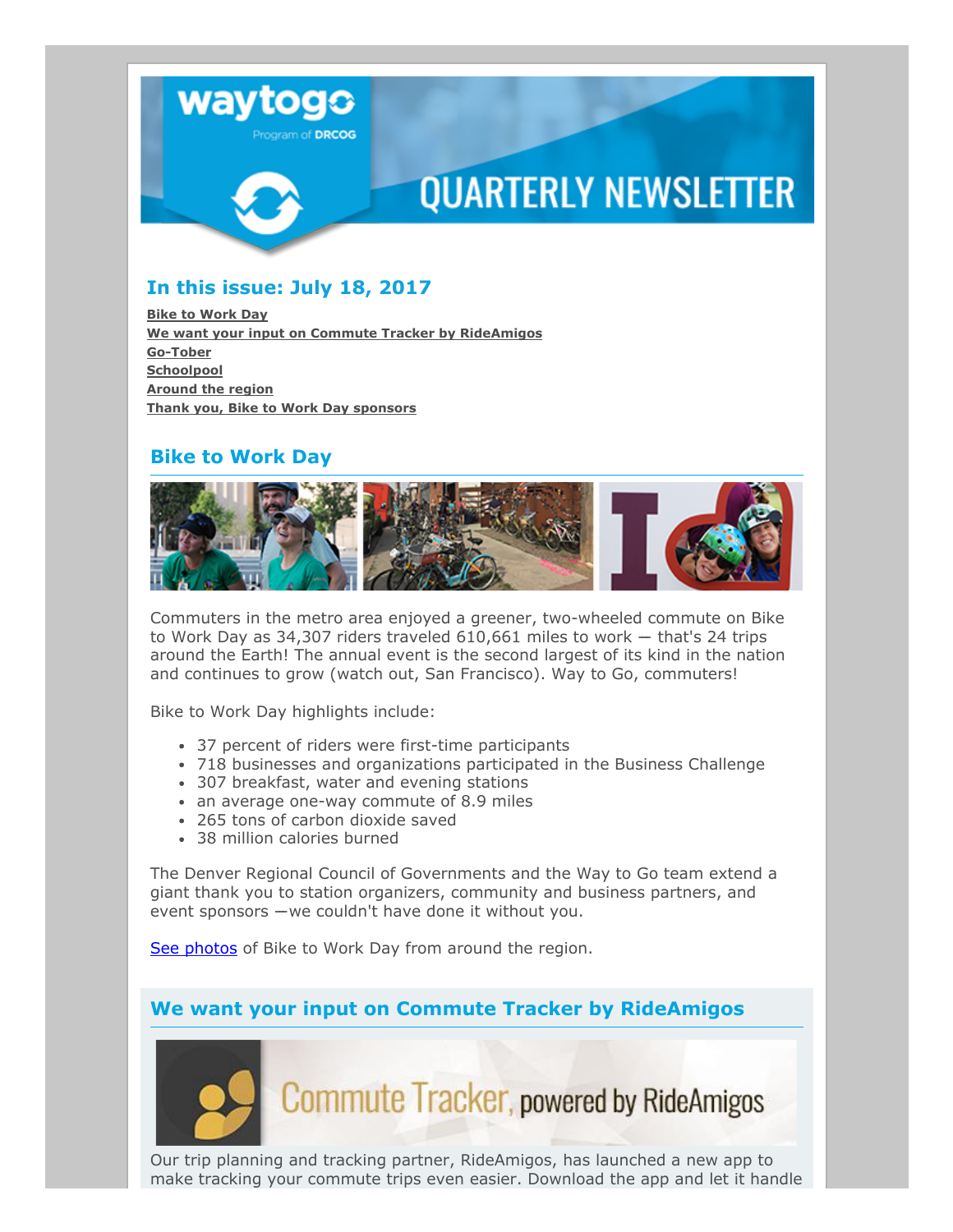# QUARTERLY NEWSLETTER

## In this issue: July 18, 2017

**Bike to Work Day**
**We want your input on Commute Tracker by RideAmigos**
**Go-Tober**
**Schoolpool**
**Around the region**
**Thank you, Bike to Work Day sponsors**

## Bike to Work Day

Commuters in the metro area enjoyed a greener, two-wheeled commute on Bike to Work Day as 34,307 riders traveled 610,661 miles to work — that's 24 trips around the Earth! The annual event is the second largest of its kind in the nation and continues to grow (watch out, San Francisco). Way to Go, commuters!

Bike to Work Day highlights include:

- 37 percent of riders were first-time participants
- 718 businesses and organizations participated in the Business Challenge
- 307 breakfast, water and evening stations
- an average one-way commute of 8.9 miles
- 265 tons of carbon dioxide saved
- 38 million calories burned

The Denver Regional Council of Governments and the Way to Go team extend a giant thank you to station organizers, community and business partners, and event sponsors —we couldn't have done it without you.

See photos of Bike to Work Day from around the region.

## We want your input on Commute Tracker by RideAmigos

Our trip planning and tracking partner, RideAmigos, has launched a new app to make tracking your commute trips even easier. Download the app and let it handle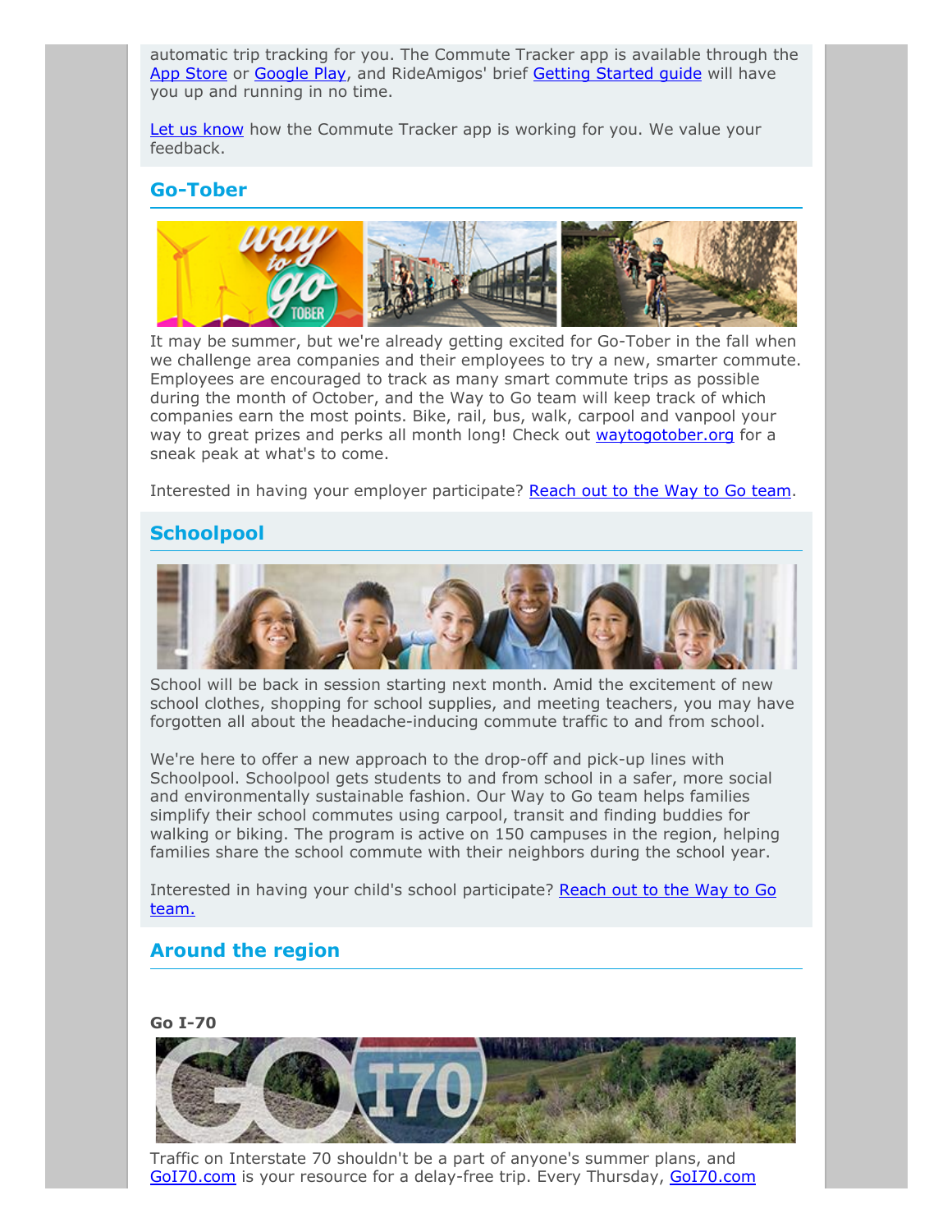automatic trip tracking for you. The Commute Tracker app is available through the App Store or Google Play, and RideAmigos' brief Getting Started guide will have you up and running in no time.

Let us know how the Commute Tracker app is working for you. We value your feedback.

## Go-Tober

It may be summer, but we're already getting excited for Go-Tober in the fall when we challenge area companies and their employees to try a new, smarter commute. Employees are encouraged to track as many smart commute trips as possible during the month of October, and the Way to Go team will keep track of which companies earn the most points. Bike, rail, bus, walk, carpool and vanpool your way to great prizes and perks all month long! Check out waytogotober.org for a sneak peak at what's to come.

Interested in having your employer participate? Reach out to the Way to Go team.

## Schoolpool

School will be back in session starting next month. Amid the excitement of new school clothes, shopping for school supplies, and meeting teachers, you may have forgotten all about the headache-inducing commute traffic to and from school.

We're here to offer a new approach to the drop-off and pick-up lines with Schoolpool. Schoolpool gets students to and from school in a safer, more social and environmentally sustainable fashion. Our Way to Go team helps families simplify their school commutes using carpool, transit and finding buddies for walking or biking. The program is active on 150 campuses in the region, helping families share the school commute with their neighbors during the school year.

Interested in having your child's school participate? Reach out to the Way to Go team.

## Around the region

**Go I-70**

Traffic on Interstate 70 shouldn't be a part of anyone's summer plans, and GoI70.com is your resource for a delay-free trip. Every Thursday, GoI70.com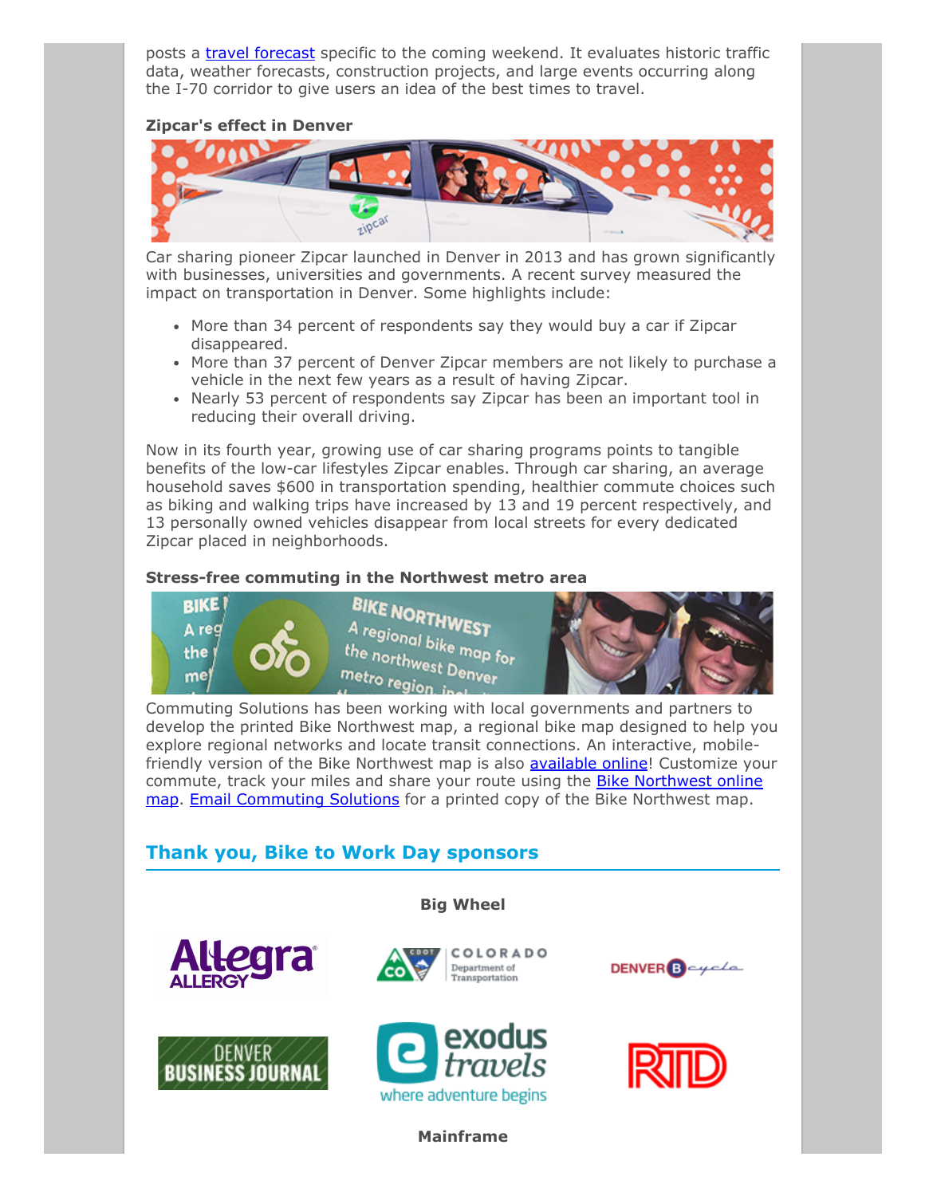posts a travel forecast specific to the coming weekend. It evaluates historic traffic data, weather forecasts, construction projects, and large events occurring along the I-70 corridor to give users an idea of the best times to travel.

**Zipcar's effect in Denver**

Car sharing pioneer Zipcar launched in Denver in 2013 and has grown significantly with businesses, universities and governments. A recent survey measured the impact on transportation in Denver. Some highlights include:

- More than 34 percent of respondents say they would buy a car if Zipcar disappeared.
- More than 37 percent of Denver Zipcar members are not likely to purchase a vehicle in the next few years as a result of having Zipcar.
- Nearly 53 percent of respondents say Zipcar has been an important tool in reducing their overall driving.

Now in its fourth year, growing use of car sharing programs points to tangible benefits of the low-car lifestyles Zipcar enables. Through car sharing, an average household saves $600 in transportation spending, healthier commute choices such as biking and walking trips have increased by 13 and 19 percent respectively, and 13 personally owned vehicles disappear from local streets for every dedicated Zipcar placed in neighborhoods.

**Stress-free commuting in the Northwest metro area**

Commuting Solutions has been working with local governments and partners to develop the printed Bike Northwest map, a regional bike map designed to help you explore regional networks and locate transit connections. An interactive, mobile-friendly version of the Bike Northwest map is also available online! Customize your commute, track your miles and share your route using the Bike Northwest online map. Email Commuting Solutions for a printed copy of the Bike Northwest map.

## Thank you, Bike to Work Day sponsors

**Big Wheel**

Allegra Allergy · Colorado Department of Transportation · Denver B-cycle · Denver Business Journal · exodus travels · RTD

**Mainframe**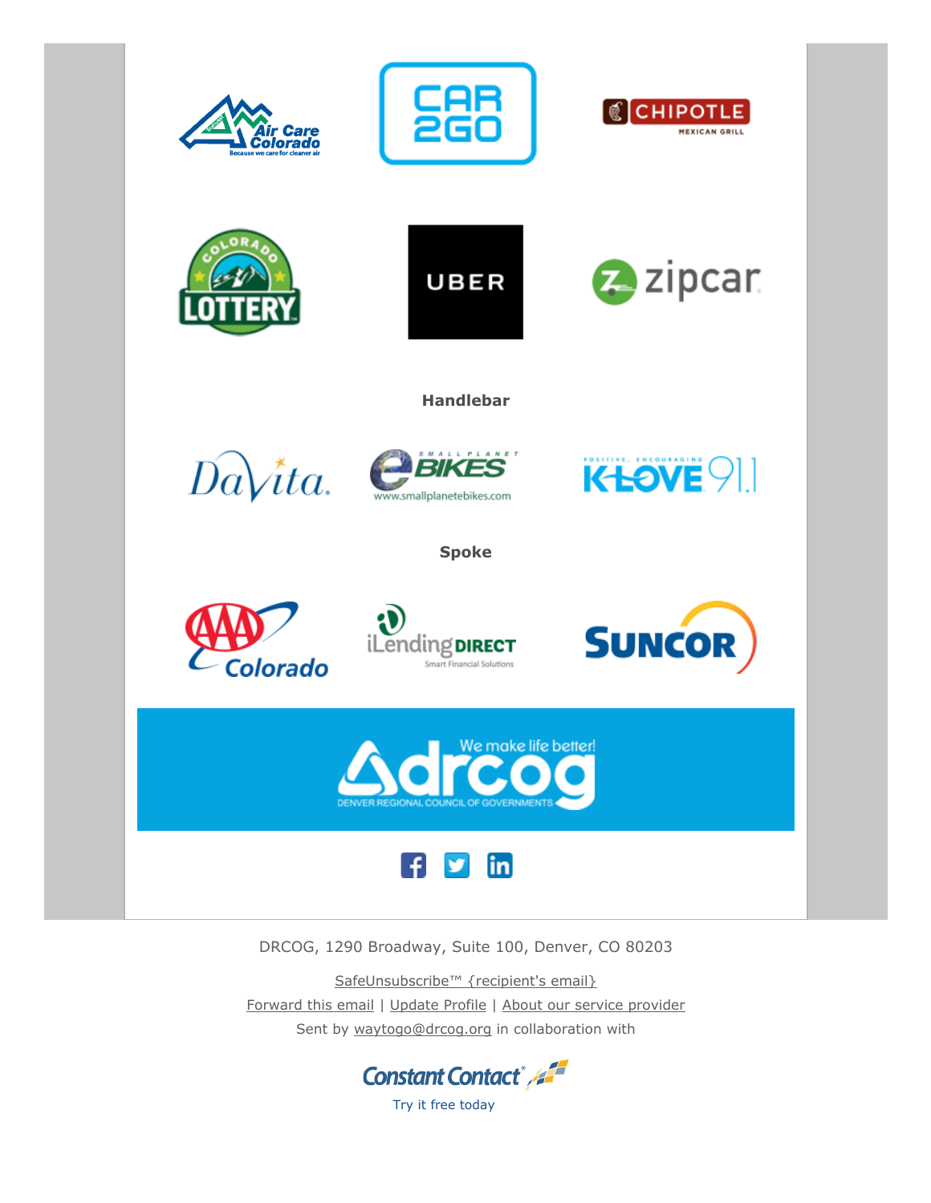Air Care Colorado

CAR2GO

CHIPOTLE MEXICAN GRILL

COLORADO LOTTERY

UBER

zipcar

**Handlebar**

DaVita.

Small Planet eBIKES www.smallplanetebikes.com

POSITIVE, ENCOURAGING K-LOVE 91.1

**Spoke**

AAA Colorado

iLending DIRECT Smart Financial Solutions

SUNCOR

We make life better! drcog DENVER REGIONAL COUNCIL OF GOVERNMENTS

DRCOG, 1290 Broadway, Suite 100, Denver, CO 80203

SafeUnsubscribe™ {recipient's email}

Forward this email | Update Profile | About our service provider

Sent by waytogo@drcog.org in collaboration with

Constant Contact

Try it free today